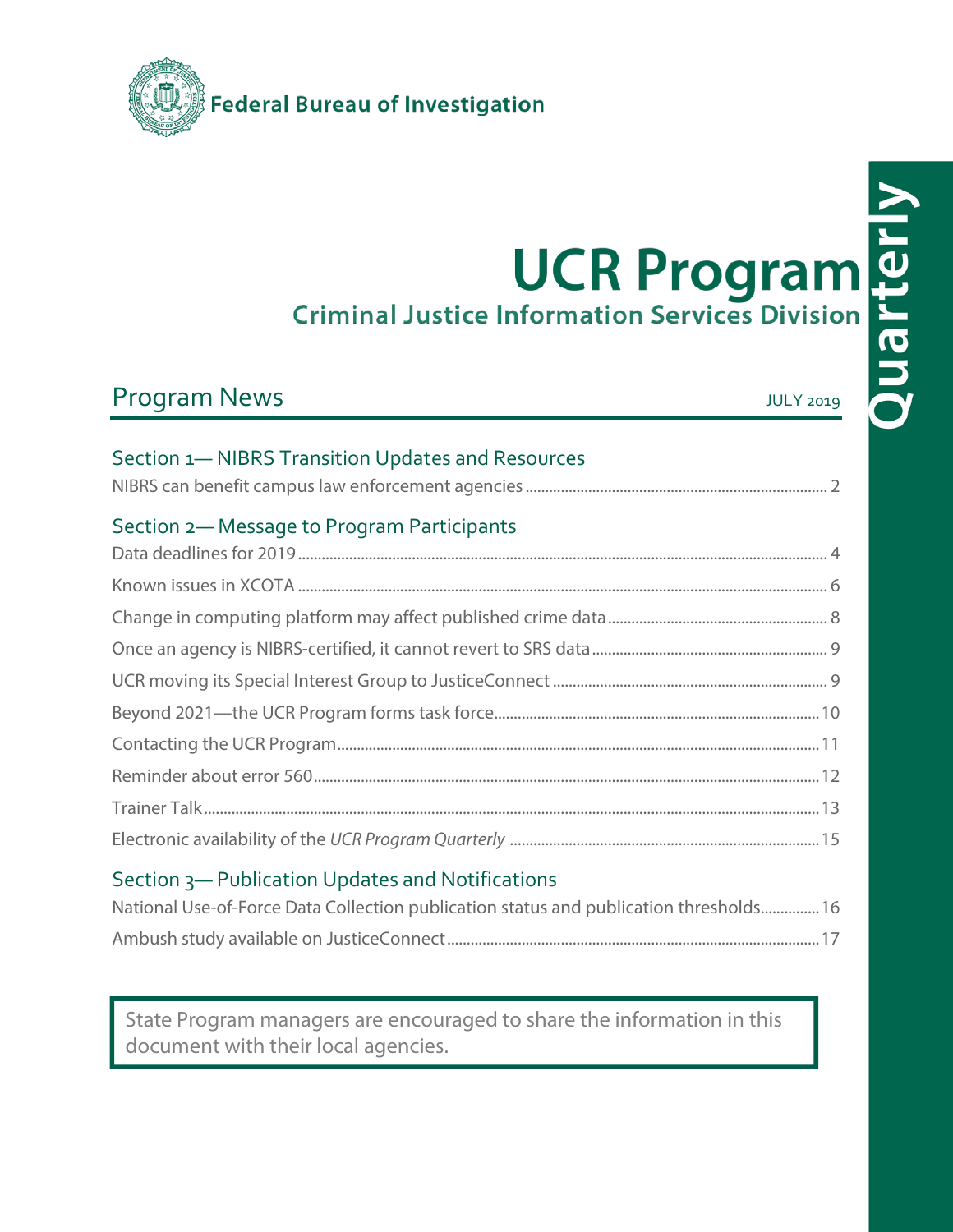Federal Bureau of Investigation

# UCR Program Quarterly

## Criminal Justice Information Services Division

## Program News

JULY 2019

### Section 1— NIBRS Transition Updates and Resources

NIBRS can benefit campus law enforcement agencies ..... 2

### Section 2— Message to Program Participants

Data deadlines for 2019 ..... 4

Known issues in XCOTA ..... 6

Change in computing platform may affect published crime data ..... 8

Once an agency is NIBRS-certified, it cannot revert to SRS data ..... 9

UCR moving its Special Interest Group to JusticeConnect ..... 9

Beyond 2021—the UCR Program forms task force ..... 10

Contacting the UCR Program ..... 11

Reminder about error 560 ..... 12

Trainer Talk ..... 13

Electronic availability of the *UCR Program Quarterly* ..... 15

### Section 3— Publication Updates and Notifications

National Use-of-Force Data Collection publication status and publication thresholds ..... 16

Ambush study available on JusticeConnect ..... 17

State Program managers are encouraged to share the information in this document with their local agencies.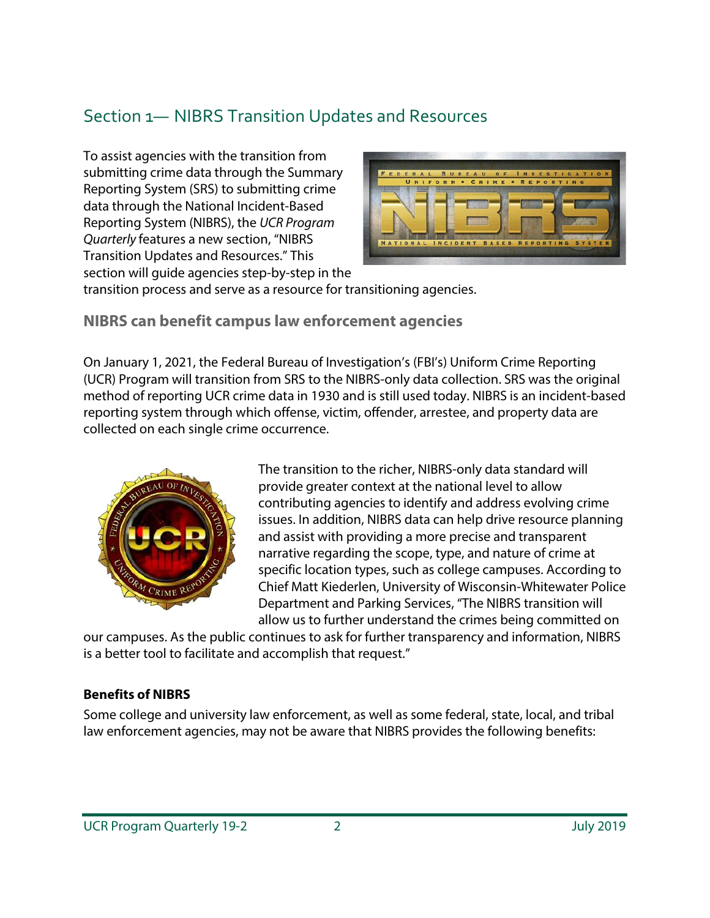## Section 1— NIBRS Transition Updates and Resources

To assist agencies with the transition from submitting crime data through the Summary Reporting System (SRS) to submitting crime data through the National Incident-Based Reporting System (NIBRS), the *UCR Program Quarterly* features a new section, "NIBRS Transition Updates and Resources." This section will guide agencies step-by-step in the transition process and serve as a resource for transitioning agencies.

### NIBRS can benefit campus law enforcement agencies

On January 1, 2021, the Federal Bureau of Investigation's (FBI's) Uniform Crime Reporting (UCR) Program will transition from SRS to the NIBRS-only data collection. SRS was the original method of reporting UCR crime data in 1930 and is still used today. NIBRS is an incident-based reporting system through which offense, victim, offender, arrestee, and property data are collected on each single crime occurrence.

The transition to the richer, NIBRS-only data standard will provide greater context at the national level to allow contributing agencies to identify and address evolving crime issues. In addition, NIBRS data can help drive resource planning and assist with providing a more precise and transparent narrative regarding the scope, type, and nature of crime at specific location types, such as college campuses. According to Chief Matt Kiederlen, University of Wisconsin-Whitewater Police Department and Parking Services, "The NIBRS transition will allow us to further understand the crimes being committed on our campuses. As the public continues to ask for further transparency and information, NIBRS is a better tool to facilitate and accomplish that request."

**Benefits of NIBRS**

Some college and university law enforcement, as well as some federal, state, local, and tribal law enforcement agencies, may not be aware that NIBRS provides the following benefits: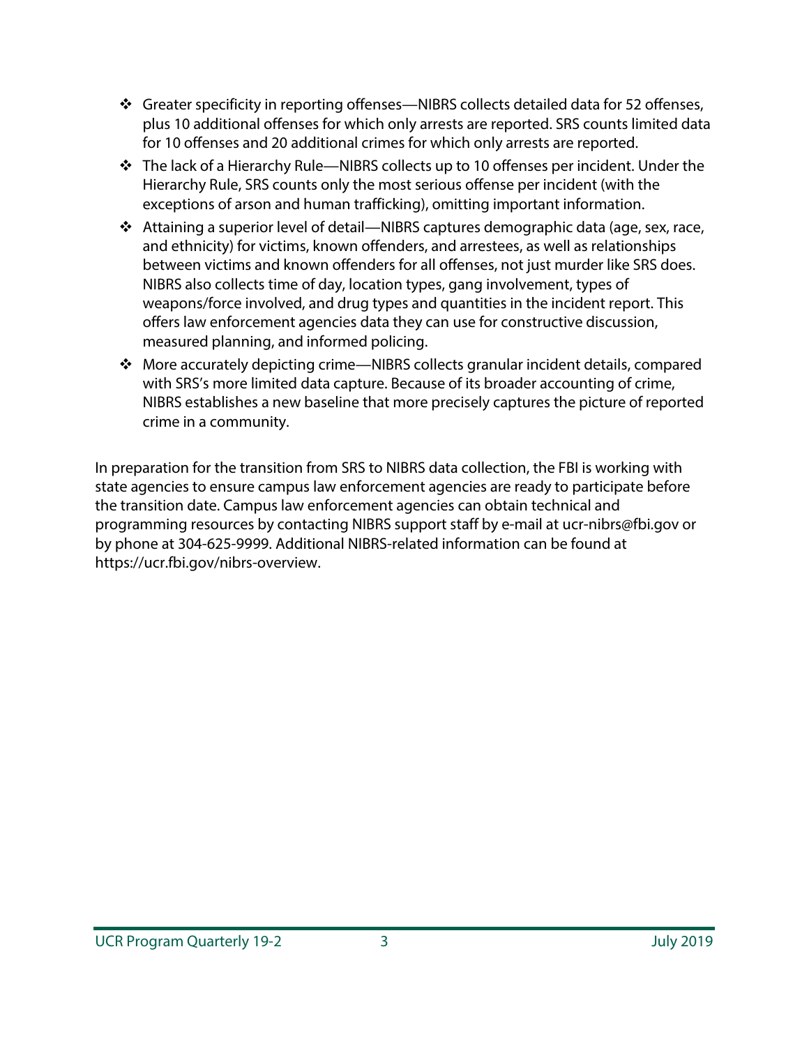- Greater specificity in reporting offenses—NIBRS collects detailed data for 52 offenses, plus 10 additional offenses for which only arrests are reported. SRS counts limited data for 10 offenses and 20 additional crimes for which only arrests are reported.
- The lack of a Hierarchy Rule—NIBRS collects up to 10 offenses per incident. Under the Hierarchy Rule, SRS counts only the most serious offense per incident (with the exceptions of arson and human trafficking), omitting important information.
- Attaining a superior level of detail—NIBRS captures demographic data (age, sex, race, and ethnicity) for victims, known offenders, and arrestees, as well as relationships between victims and known offenders for all offenses, not just murder like SRS does. NIBRS also collects time of day, location types, gang involvement, types of weapons/force involved, and drug types and quantities in the incident report. This offers law enforcement agencies data they can use for constructive discussion, measured planning, and informed policing.
- More accurately depicting crime—NIBRS collects granular incident details, compared with SRS's more limited data capture. Because of its broader accounting of crime, NIBRS establishes a new baseline that more precisely captures the picture of reported crime in a community.

In preparation for the transition from SRS to NIBRS data collection, the FBI is working with state agencies to ensure campus law enforcement agencies are ready to participate before the transition date. Campus law enforcement agencies can obtain technical and programming resources by contacting NIBRS support staff by e-mail at ucr-nibrs@fbi.gov or by phone at 304-625-9999. Additional NIBRS-related information can be found at https://ucr.fbi.gov/nibrs-overview.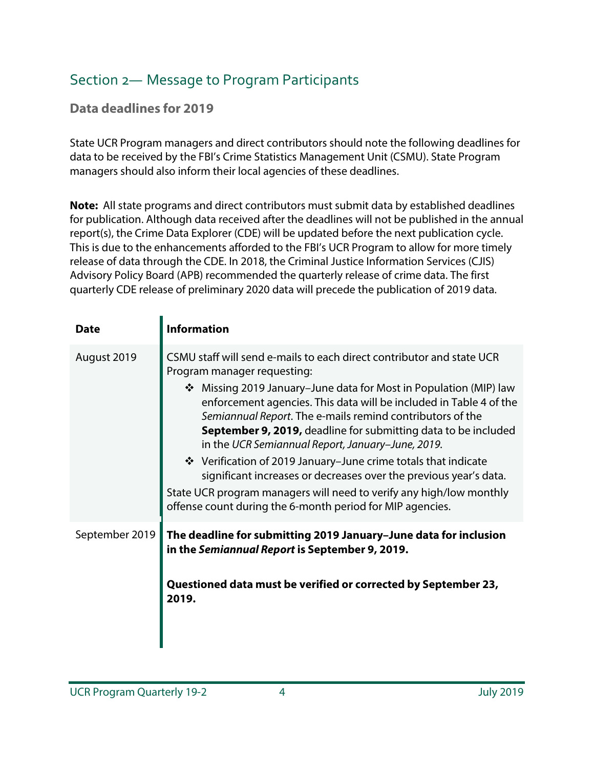## Section 2— Message to Program Participants

### Data deadlines for 2019

State UCR Program managers and direct contributors should note the following deadlines for data to be received by the FBI's Crime Statistics Management Unit (CSMU). State Program managers should also inform their local agencies of these deadlines.

**Note:** All state programs and direct contributors must submit data by established deadlines for publication. Although data received after the deadlines will not be published in the annual report(s), the Crime Data Explorer (CDE) will be updated before the next publication cycle. This is due to the enhancements afforded to the FBI's UCR Program to allow for more timely release of data through the CDE. In 2018, the Criminal Justice Information Services (CJIS) Advisory Policy Board (APB) recommended the quarterly release of crime data. The first quarterly CDE release of preliminary 2020 data will precede the publication of 2019 data.

| Date | Information |
|---|---|
| August 2019 | CSMU staff will send e-mails to each direct contributor and state UCR Program manager requesting:<br>❖ Missing 2019 January–June data for Most in Population (MIP) law enforcement agencies. This data will be included in Table 4 of the *Semiannual Report*. The e-mails remind contributors of the **September 9, 2019,** deadline for submitting data to be included in the *UCR Semiannual Report, January–June, 2019*.<br>❖ Verification of 2019 January–June crime totals that indicate significant increases or decreases over the previous year's data.<br>State UCR program managers will need to verify any high/low monthly offense count during the 6-month period for MIP agencies. |
| September 2019 | **The deadline for submitting 2019 January–June data for inclusion in the *Semiannual Report* is September 9, 2019.**<br><br>**Questioned data must be verified or corrected by September 23, 2019.** |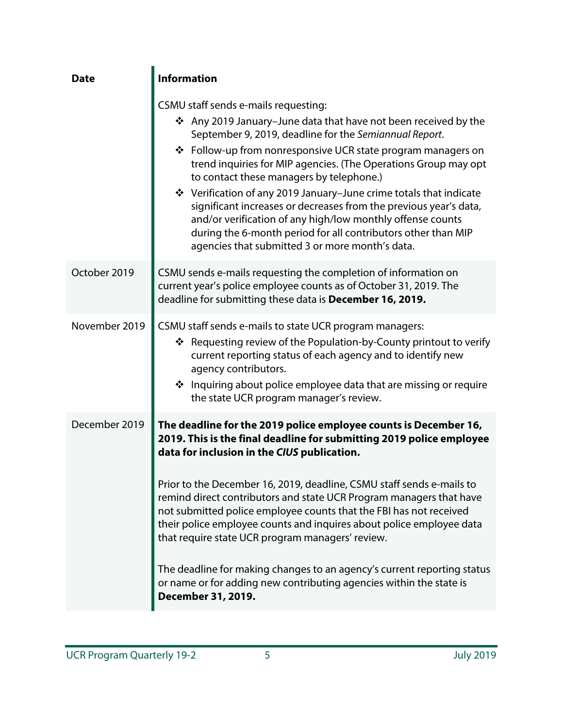| Date | Information |
| --- | --- |
| | CSMU staff sends e-mails requesting:<br>❖ Any 2019 January–June data that have not been received by the September 9, 2019, deadline for the *Semiannual Report*.<br>❖ Follow-up from nonresponsive UCR state program managers on trend inquiries for MIP agencies. (The Operations Group may opt to contact these managers by telephone.)<br>❖ Verification of any 2019 January–June crime totals that indicate significant increases or decreases from the previous year's data, and/or verification of any high/low monthly offense counts during the 6-month period for all contributors other than MIP agencies that submitted 3 or more month's data. |
| October 2019 | CSMU sends e-mails requesting the completion of information on current year's police employee counts as of October 31, 2019. The deadline for submitting these data is **December 16, 2019.** |
| November 2019 | CSMU staff sends e-mails to state UCR program managers:<br>❖ Requesting review of the Population-by-County printout to verify current reporting status of each agency and to identify new agency contributors.<br>❖ Inquiring about police employee data that are missing or require the state UCR program manager's review. |
| December 2019 | **The deadline for the 2019 police employee counts is December 16, 2019. This is the final deadline for submitting 2019 police employee data for inclusion in the *CIUS* publication.**<br><br>Prior to the December 16, 2019, deadline, CSMU staff sends e-mails to remind direct contributors and state UCR Program managers that have not submitted police employee counts that the FBI has not received their police employee counts and inquires about police employee data that require state UCR program managers' review.<br><br>The deadline for making changes to an agency's current reporting status or name or for adding new contributing agencies within the state is **December 31, 2019.** |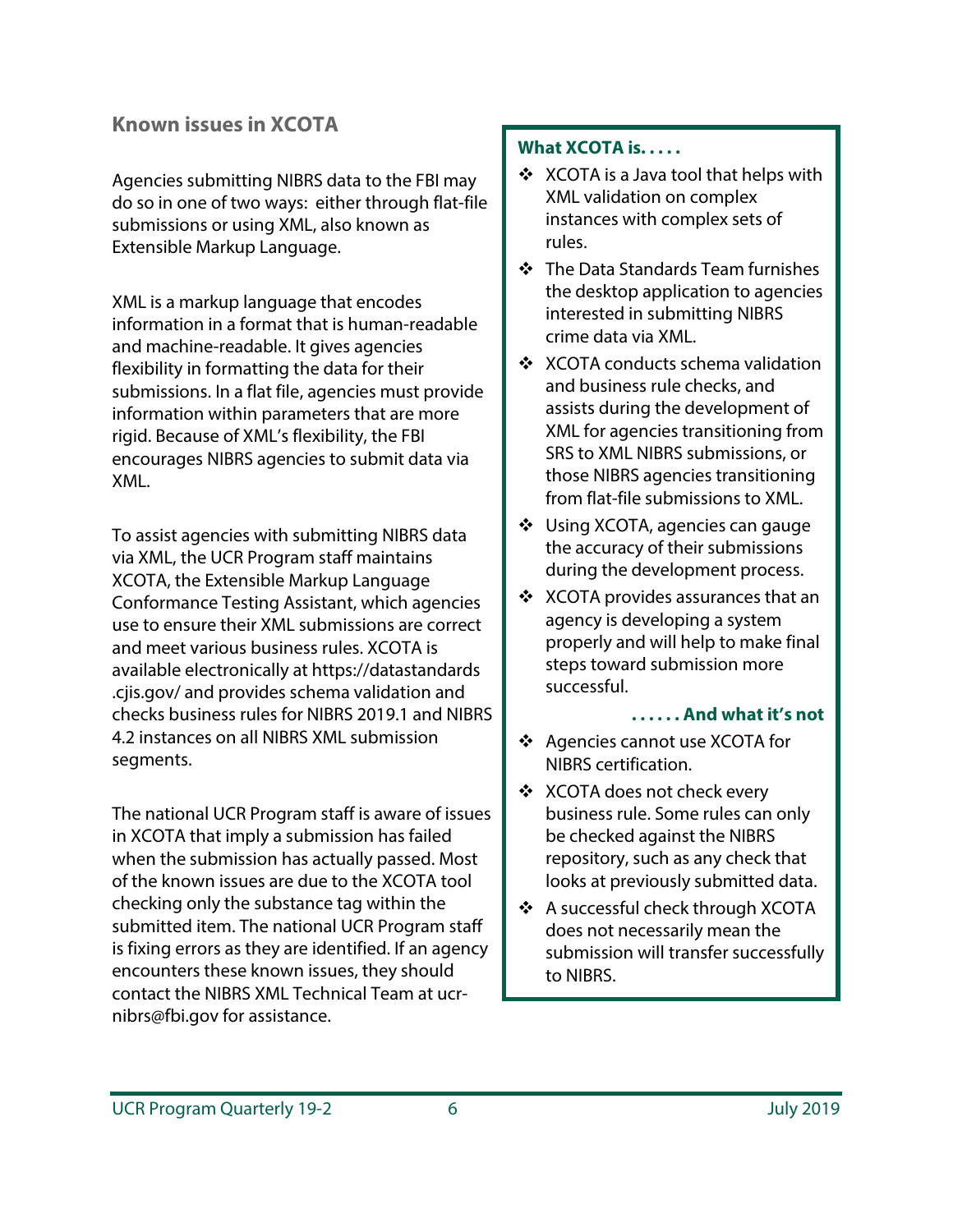## Known issues in XCOTA

Agencies submitting NIBRS data to the FBI may do so in one of two ways: either through flat-file submissions or using XML, also known as Extensible Markup Language.

XML is a markup language that encodes information in a format that is human-readable and machine-readable. It gives agencies flexibility in formatting the data for their submissions. In a flat file, agencies must provide information within parameters that are more rigid. Because of XML's flexibility, the FBI encourages NIBRS agencies to submit data via XML.

To assist agencies with submitting NIBRS data via XML, the UCR Program staff maintains XCOTA, the Extensible Markup Language Conformance Testing Assistant, which agencies use to ensure their XML submissions are correct and meet various business rules. XCOTA is available electronically at https://datastandards.cjis.gov/ and provides schema validation and checks business rules for NIBRS 2019.1 and NIBRS 4.2 instances on all NIBRS XML submission segments.

The national UCR Program staff is aware of issues in XCOTA that imply a submission has failed when the submission has actually passed. Most of the known issues are due to the XCOTA tool checking only the substance tag within the submitted item. The national UCR Program staff is fixing errors as they are identified. If an agency encounters these known issues, they should contact the NIBRS XML Technical Team at ucr-nibrs@fbi.gov for assistance.

**What XCOTA is. . . . .**

- XCOTA is a Java tool that helps with XML validation on complex instances with complex sets of rules.
- The Data Standards Team furnishes the desktop application to agencies interested in submitting NIBRS crime data via XML.
- XCOTA conducts schema validation and business rule checks, and assists during the development of XML for agencies transitioning from SRS to XML NIBRS submissions, or those NIBRS agencies transitioning from flat-file submissions to XML.
- Using XCOTA, agencies can gauge the accuracy of their submissions during the development process.
- XCOTA provides assurances that an agency is developing a system properly and will help to make final steps toward submission more successful.

**. . . . . . And what it's not**

- Agencies cannot use XCOTA for NIBRS certification.
- XCOTA does not check every business rule. Some rules can only be checked against the NIBRS repository, such as any check that looks at previously submitted data.
- A successful check through XCOTA does not necessarily mean the submission will transfer successfully to NIBRS.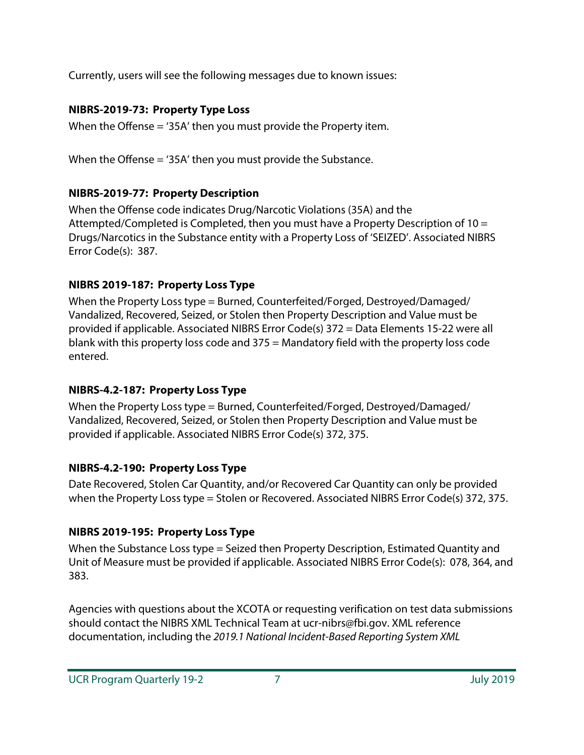Currently, users will see the following messages due to known issues:

**NIBRS-2019-73: Property Type Loss**

When the Offense = '35A' then you must provide the Property item.

When the Offense = '35A' then you must provide the Substance.

**NIBRS-2019-77: Property Description**

When the Offense code indicates Drug/Narcotic Violations (35A) and the Attempted/Completed is Completed, then you must have a Property Description of 10 = Drugs/Narcotics in the Substance entity with a Property Loss of 'SEIZED'. Associated NIBRS Error Code(s): 387.

**NIBRS 2019-187: Property Loss Type**

When the Property Loss type = Burned, Counterfeited/Forged, Destroyed/Damaged/ Vandalized, Recovered, Seized, or Stolen then Property Description and Value must be provided if applicable. Associated NIBRS Error Code(s) 372 = Data Elements 15-22 were all blank with this property loss code and 375 = Mandatory field with the property loss code entered.

**NIBRS-4.2-187: Property Loss Type**

When the Property Loss type = Burned, Counterfeited/Forged, Destroyed/Damaged/ Vandalized, Recovered, Seized, or Stolen then Property Description and Value must be provided if applicable. Associated NIBRS Error Code(s) 372, 375.

**NIBRS-4.2-190: Property Loss Type**

Date Recovered, Stolen Car Quantity, and/or Recovered Car Quantity can only be provided when the Property Loss type = Stolen or Recovered. Associated NIBRS Error Code(s) 372, 375.

**NIBRS 2019-195: Property Loss Type**

When the Substance Loss type = Seized then Property Description, Estimated Quantity and Unit of Measure must be provided if applicable. Associated NIBRS Error Code(s): 078, 364, and 383.

Agencies with questions about the XCOTA or requesting verification on test data submissions should contact the NIBRS XML Technical Team at ucr-nibrs@fbi.gov. XML reference documentation, including the *2019.1 National Incident-Based Reporting System XML*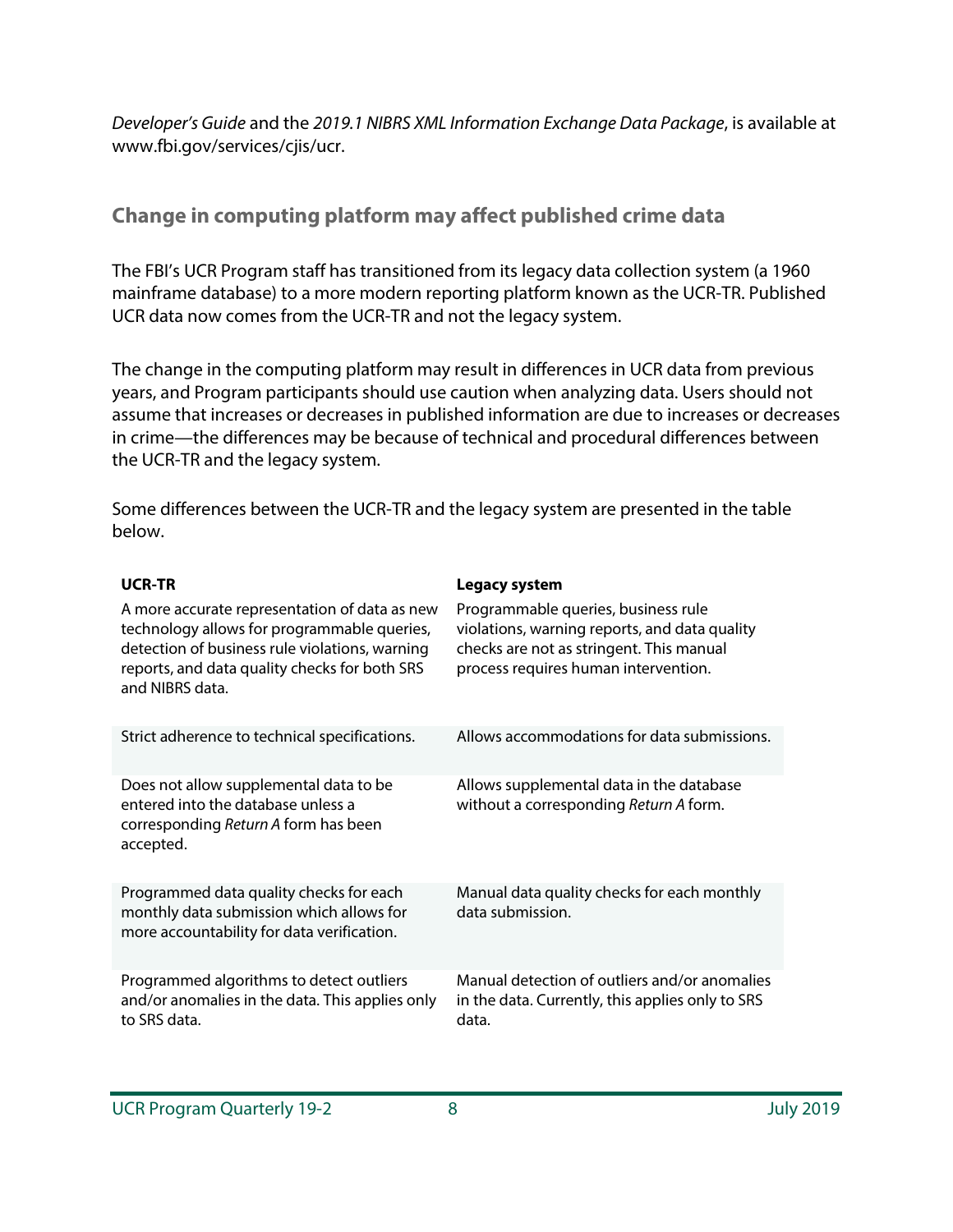*Developer's Guide* and the *2019.1 NIBRS XML Information Exchange Data Package*, is available at www.fbi.gov/services/cjis/ucr.

## Change in computing platform may affect published crime data

The FBI's UCR Program staff has transitioned from its legacy data collection system (a 1960 mainframe database) to a more modern reporting platform known as the UCR-TR. Published UCR data now comes from the UCR-TR and not the legacy system.

The change in the computing platform may result in differences in UCR data from previous years, and Program participants should use caution when analyzing data. Users should not assume that increases or decreases in published information are due to increases or decreases in crime—the differences may be because of technical and procedural differences between the UCR-TR and the legacy system.

Some differences between the UCR-TR and the legacy system are presented in the table below.

| UCR-TR | Legacy system |
| --- | --- |
| A more accurate representation of data as new technology allows for programmable queries, detection of business rule violations, warning reports, and data quality checks for both SRS and NIBRS data. | Programmable queries, business rule violations, warning reports, and data quality checks are not as stringent. This manual process requires human intervention. |
| Strict adherence to technical specifications. | Allows accommodations for data submissions. |
| Does not allow supplemental data to be entered into the database unless a corresponding *Return A* form has been accepted. | Allows supplemental data in the database without a corresponding *Return A* form. |
| Programmed data quality checks for each monthly data submission which allows for more accountability for data verification. | Manual data quality checks for each monthly data submission. |
| Programmed algorithms to detect outliers and/or anomalies in the data. This applies only to SRS data. | Manual detection of outliers and/or anomalies in the data. Currently, this applies only to SRS data. |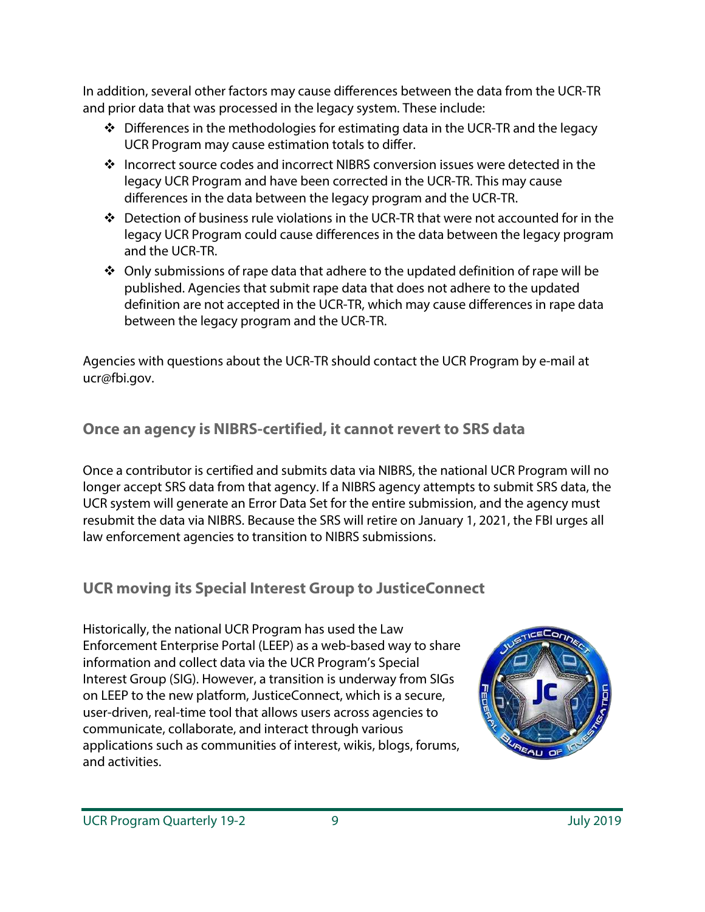In addition, several other factors may cause differences between the data from the UCR-TR and prior data that was processed in the legacy system. These include:

- Differences in the methodologies for estimating data in the UCR-TR and the legacy UCR Program may cause estimation totals to differ.
- Incorrect source codes and incorrect NIBRS conversion issues were detected in the legacy UCR Program and have been corrected in the UCR-TR. This may cause differences in the data between the legacy program and the UCR-TR.
- Detection of business rule violations in the UCR-TR that were not accounted for in the legacy UCR Program could cause differences in the data between the legacy program and the UCR-TR.
- Only submissions of rape data that adhere to the updated definition of rape will be published. Agencies that submit rape data that does not adhere to the updated definition are not accepted in the UCR-TR, which may cause differences in rape data between the legacy program and the UCR-TR.

Agencies with questions about the UCR-TR should contact the UCR Program by e-mail at ucr@fbi.gov.

## Once an agency is NIBRS-certified, it cannot revert to SRS data

Once a contributor is certified and submits data via NIBRS, the national UCR Program will no longer accept SRS data from that agency. If a NIBRS agency attempts to submit SRS data, the UCR system will generate an Error Data Set for the entire submission, and the agency must resubmit the data via NIBRS. Because the SRS will retire on January 1, 2021, the FBI urges all law enforcement agencies to transition to NIBRS submissions.

## UCR moving its Special Interest Group to JusticeConnect

Historically, the national UCR Program has used the Law Enforcement Enterprise Portal (LEEP) as a web-based way to share information and collect data via the UCR Program's Special Interest Group (SIG). However, a transition is underway from SIGs on LEEP to the new platform, JusticeConnect, which is a secure, user-driven, real-time tool that allows users across agencies to communicate, collaborate, and interact through various applications such as communities of interest, wikis, blogs, forums, and activities.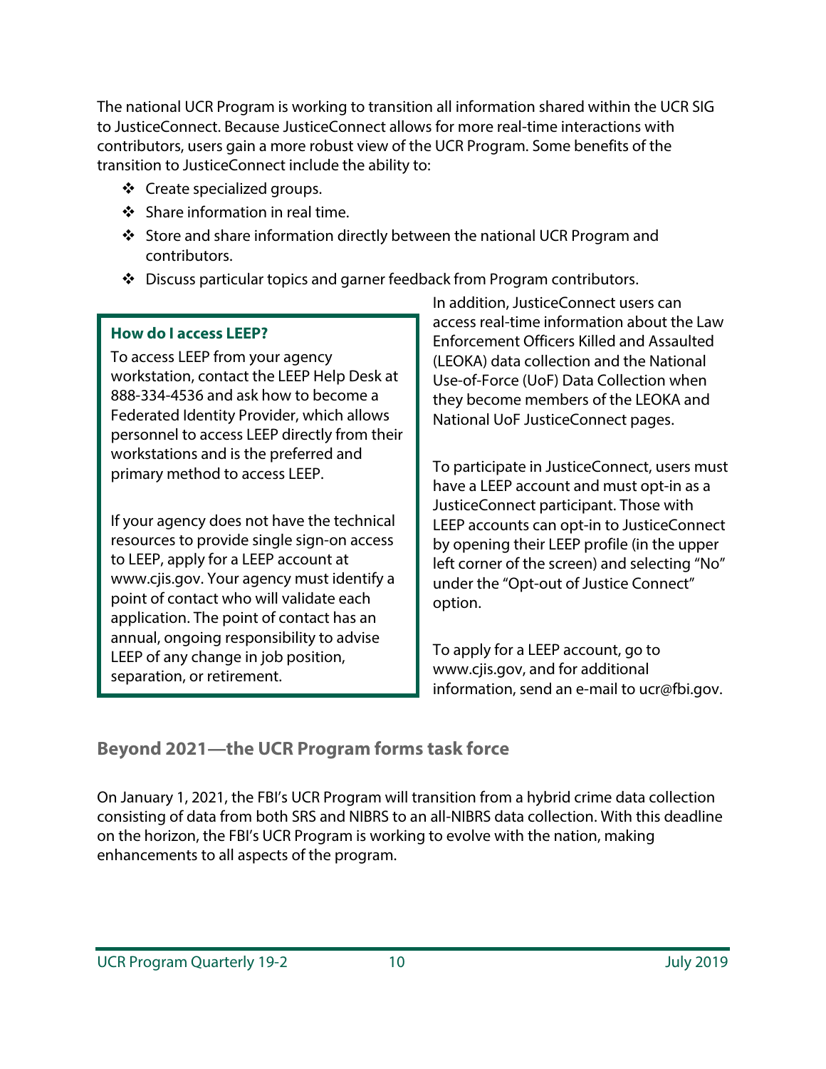The national UCR Program is working to transition all information shared within the UCR SIG to JusticeConnect. Because JusticeConnect allows for more real-time interactions with contributors, users gain a more robust view of the UCR Program. Some benefits of the transition to JusticeConnect include the ability to:

- Create specialized groups.
- Share information in real time.
- Store and share information directly between the national UCR Program and contributors.
- Discuss particular topics and garner feedback from Program contributors.

**How do I access LEEP?**

To access LEEP from your agency workstation, contact the LEEP Help Desk at 888-334-4536 and ask how to become a Federated Identity Provider, which allows personnel to access LEEP directly from their workstations and is the preferred and primary method to access LEEP.

If your agency does not have the technical resources to provide single sign-on access to LEEP, apply for a LEEP account at www.cjis.gov. Your agency must identify a point of contact who will validate each application. The point of contact has an annual, ongoing responsibility to advise LEEP of any change in job position, separation, or retirement.

In addition, JusticeConnect users can access real-time information about the Law Enforcement Officers Killed and Assaulted (LEOKA) data collection and the National Use-of-Force (UoF) Data Collection when they become members of the LEOKA and National UoF JusticeConnect pages.

To participate in JusticeConnect, users must have a LEEP account and must opt-in as a JusticeConnect participant. Those with LEEP accounts can opt-in to JusticeConnect by opening their LEEP profile (in the upper left corner of the screen) and selecting "No" under the "Opt-out of Justice Connect" option.

To apply for a LEEP account, go to www.cjis.gov, and for additional information, send an e-mail to ucr@fbi.gov.

## Beyond 2021—the UCR Program forms task force

On January 1, 2021, the FBI's UCR Program will transition from a hybrid crime data collection consisting of data from both SRS and NIBRS to an all-NIBRS data collection. With this deadline on the horizon, the FBI's UCR Program is working to evolve with the nation, making enhancements to all aspects of the program.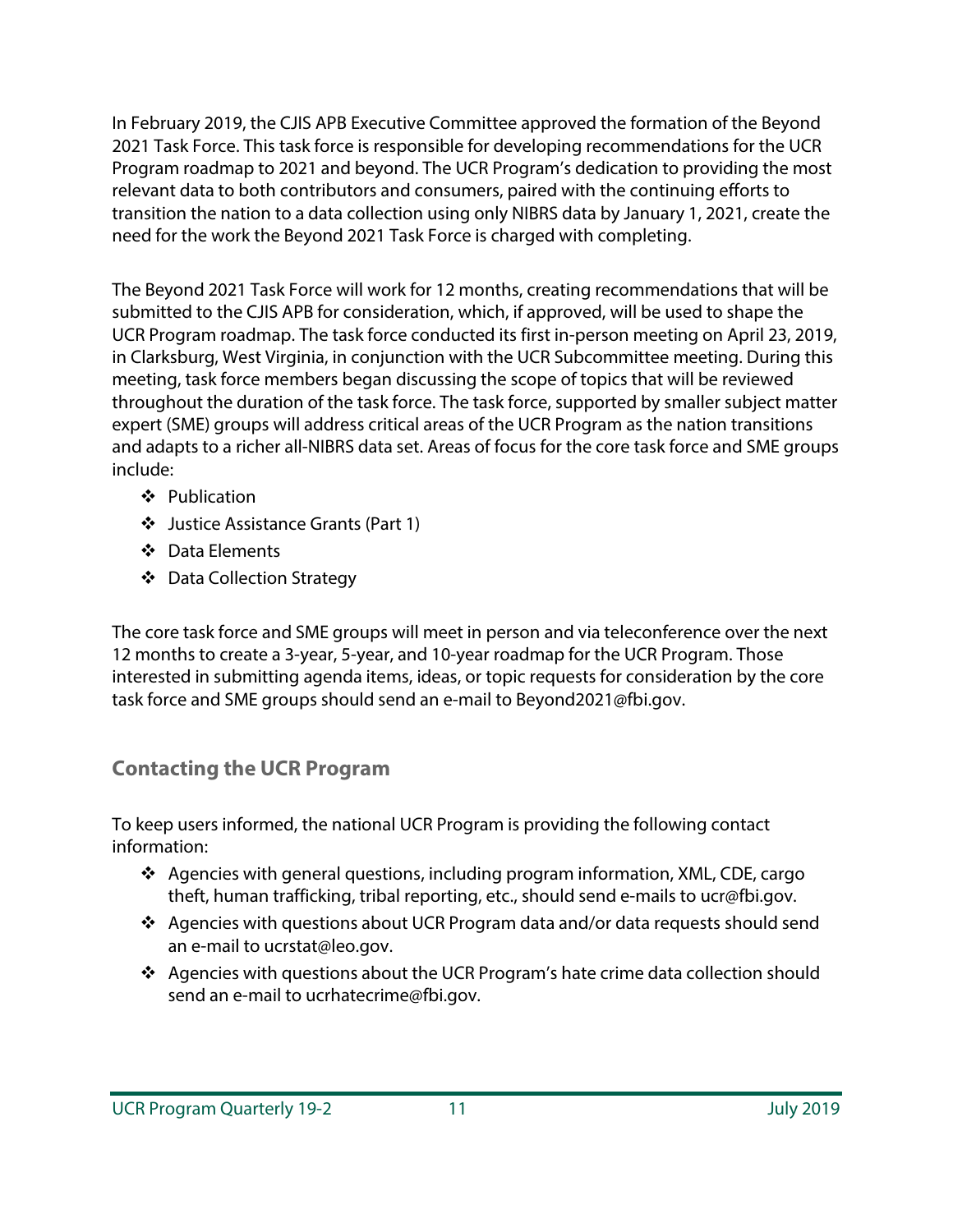In February 2019, the CJIS APB Executive Committee approved the formation of the Beyond 2021 Task Force. This task force is responsible for developing recommendations for the UCR Program roadmap to 2021 and beyond. The UCR Program's dedication to providing the most relevant data to both contributors and consumers, paired with the continuing efforts to transition the nation to a data collection using only NIBRS data by January 1, 2021, create the need for the work the Beyond 2021 Task Force is charged with completing.

The Beyond 2021 Task Force will work for 12 months, creating recommendations that will be submitted to the CJIS APB for consideration, which, if approved, will be used to shape the UCR Program roadmap. The task force conducted its first in-person meeting on April 23, 2019, in Clarksburg, West Virginia, in conjunction with the UCR Subcommittee meeting. During this meeting, task force members began discussing the scope of topics that will be reviewed throughout the duration of the task force. The task force, supported by smaller subject matter expert (SME) groups will address critical areas of the UCR Program as the nation transitions and adapts to a richer all-NIBRS data set. Areas of focus for the core task force and SME groups include:

- Publication
- Justice Assistance Grants (Part 1)
- Data Elements
- Data Collection Strategy

The core task force and SME groups will meet in person and via teleconference over the next 12 months to create a 3-year, 5-year, and 10-year roadmap for the UCR Program. Those interested in submitting agenda items, ideas, or topic requests for consideration by the core task force and SME groups should send an e-mail to Beyond2021@fbi.gov.

## Contacting the UCR Program

To keep users informed, the national UCR Program is providing the following contact information:

- Agencies with general questions, including program information, XML, CDE, cargo theft, human trafficking, tribal reporting, etc., should send e-mails to ucr@fbi.gov.
- Agencies with questions about UCR Program data and/or data requests should send an e-mail to ucrstat@leo.gov.
- Agencies with questions about the UCR Program's hate crime data collection should send an e-mail to ucrhatecrime@fbi.gov.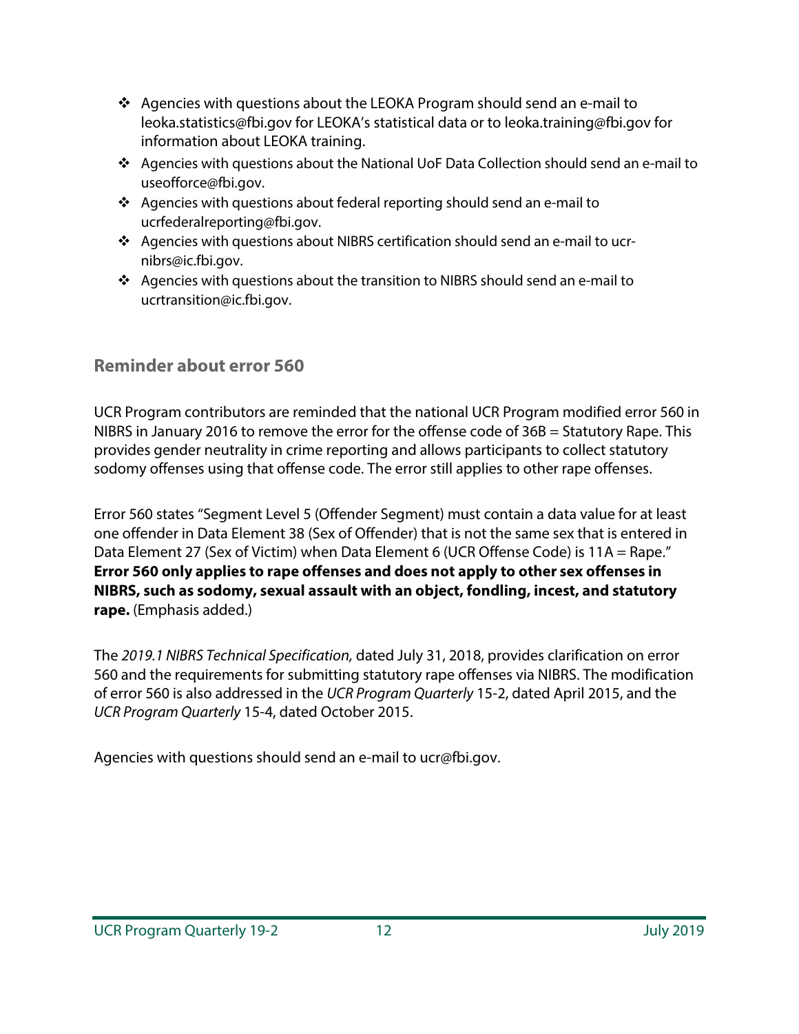- Agencies with questions about the LEOKA Program should send an e-mail to leoka.statistics@fbi.gov for LEOKA's statistical data or to leoka.training@fbi.gov for information about LEOKA training.
- Agencies with questions about the National UoF Data Collection should send an e-mail to useofforce@fbi.gov.
- Agencies with questions about federal reporting should send an e-mail to ucrfederalreporting@fbi.gov.
- Agencies with questions about NIBRS certification should send an e-mail to ucr-nibrs@ic.fbi.gov.
- Agencies with questions about the transition to NIBRS should send an e-mail to ucrtransition@ic.fbi.gov.

## Reminder about error 560

UCR Program contributors are reminded that the national UCR Program modified error 560 in NIBRS in January 2016 to remove the error for the offense code of 36B = Statutory Rape. This provides gender neutrality in crime reporting and allows participants to collect statutory sodomy offenses using that offense code. The error still applies to other rape offenses.

Error 560 states "Segment Level 5 (Offender Segment) must contain a data value for at least one offender in Data Element 38 (Sex of Offender) that is not the same sex that is entered in Data Element 27 (Sex of Victim) when Data Element 6 (UCR Offense Code) is 11A = Rape." **Error 560 only applies to rape offenses and does not apply to other sex offenses in NIBRS, such as sodomy, sexual assault with an object, fondling, incest, and statutory rape.** (Emphasis added.)

The *2019.1 NIBRS Technical Specification,* dated July 31, 2018, provides clarification on error 560 and the requirements for submitting statutory rape offenses via NIBRS. The modification of error 560 is also addressed in the *UCR Program Quarterly* 15-2, dated April 2015, and the *UCR Program Quarterly* 15-4, dated October 2015.

Agencies with questions should send an e-mail to ucr@fbi.gov.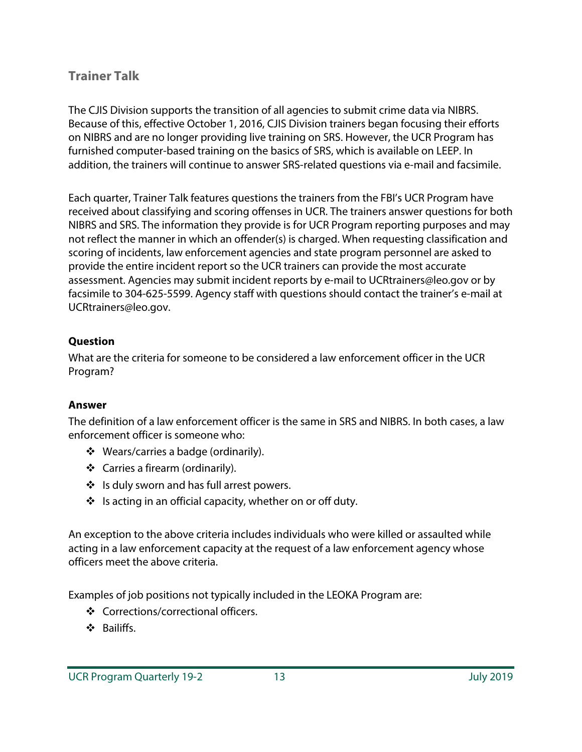## Trainer Talk

The CJIS Division supports the transition of all agencies to submit crime data via NIBRS. Because of this, effective October 1, 2016, CJIS Division trainers began focusing their efforts on NIBRS and are no longer providing live training on SRS. However, the UCR Program has furnished computer-based training on the basics of SRS, which is available on LEEP. In addition, the trainers will continue to answer SRS-related questions via e-mail and facsimile.

Each quarter, Trainer Talk features questions the trainers from the FBI's UCR Program have received about classifying and scoring offenses in UCR. The trainers answer questions for both NIBRS and SRS. The information they provide is for UCR Program reporting purposes and may not reflect the manner in which an offender(s) is charged. When requesting classification and scoring of incidents, law enforcement agencies and state program personnel are asked to provide the entire incident report so the UCR trainers can provide the most accurate assessment. Agencies may submit incident reports by e-mail to UCRtrainers@leo.gov or by facsimile to 304-625-5599. Agency staff with questions should contact the trainer's e-mail at UCRtrainers@leo.gov.

**Question**

What are the criteria for someone to be considered a law enforcement officer in the UCR Program?

**Answer**

The definition of a law enforcement officer is the same in SRS and NIBRS. In both cases, a law enforcement officer is someone who:

- Wears/carries a badge (ordinarily).
- Carries a firearm (ordinarily).
- Is duly sworn and has full arrest powers.
- Is acting in an official capacity, whether on or off duty.

An exception to the above criteria includes individuals who were killed or assaulted while acting in a law enforcement capacity at the request of a law enforcement agency whose officers meet the above criteria.

Examples of job positions not typically included in the LEOKA Program are:

- Corrections/correctional officers.
- Bailiffs.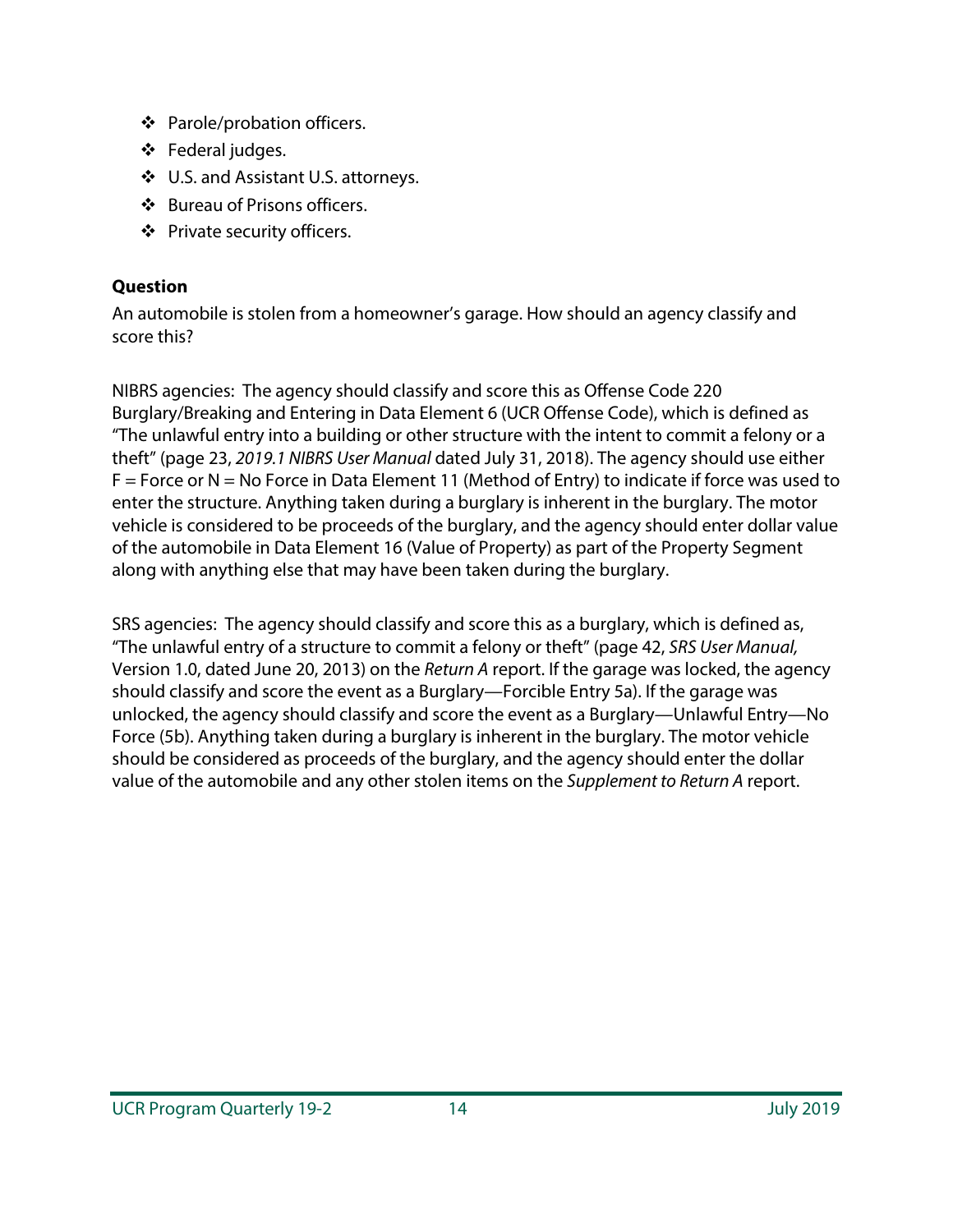- Parole/probation officers.
- Federal judges.
- U.S. and Assistant U.S. attorneys.
- Bureau of Prisons officers.
- Private security officers.

**Question**

An automobile is stolen from a homeowner's garage. How should an agency classify and score this?

NIBRS agencies: The agency should classify and score this as Offense Code 220 Burglary/Breaking and Entering in Data Element 6 (UCR Offense Code), which is defined as "The unlawful entry into a building or other structure with the intent to commit a felony or a theft" (page 23, *2019.1 NIBRS User Manual* dated July 31, 2018). The agency should use either F = Force or N = No Force in Data Element 11 (Method of Entry) to indicate if force was used to enter the structure. Anything taken during a burglary is inherent in the burglary. The motor vehicle is considered to be proceeds of the burglary, and the agency should enter dollar value of the automobile in Data Element 16 (Value of Property) as part of the Property Segment along with anything else that may have been taken during the burglary.

SRS agencies: The agency should classify and score this as a burglary, which is defined as, "The unlawful entry of a structure to commit a felony or theft" (page 42, *SRS User Manual,* Version 1.0, dated June 20, 2013) on the *Return A* report. If the garage was locked, the agency should classify and score the event as a Burglary—Forcible Entry 5a). If the garage was unlocked, the agency should classify and score the event as a Burglary—Unlawful Entry—No Force (5b). Anything taken during a burglary is inherent in the burglary. The motor vehicle should be considered as proceeds of the burglary, and the agency should enter the dollar value of the automobile and any other stolen items on the *Supplement to Return A* report.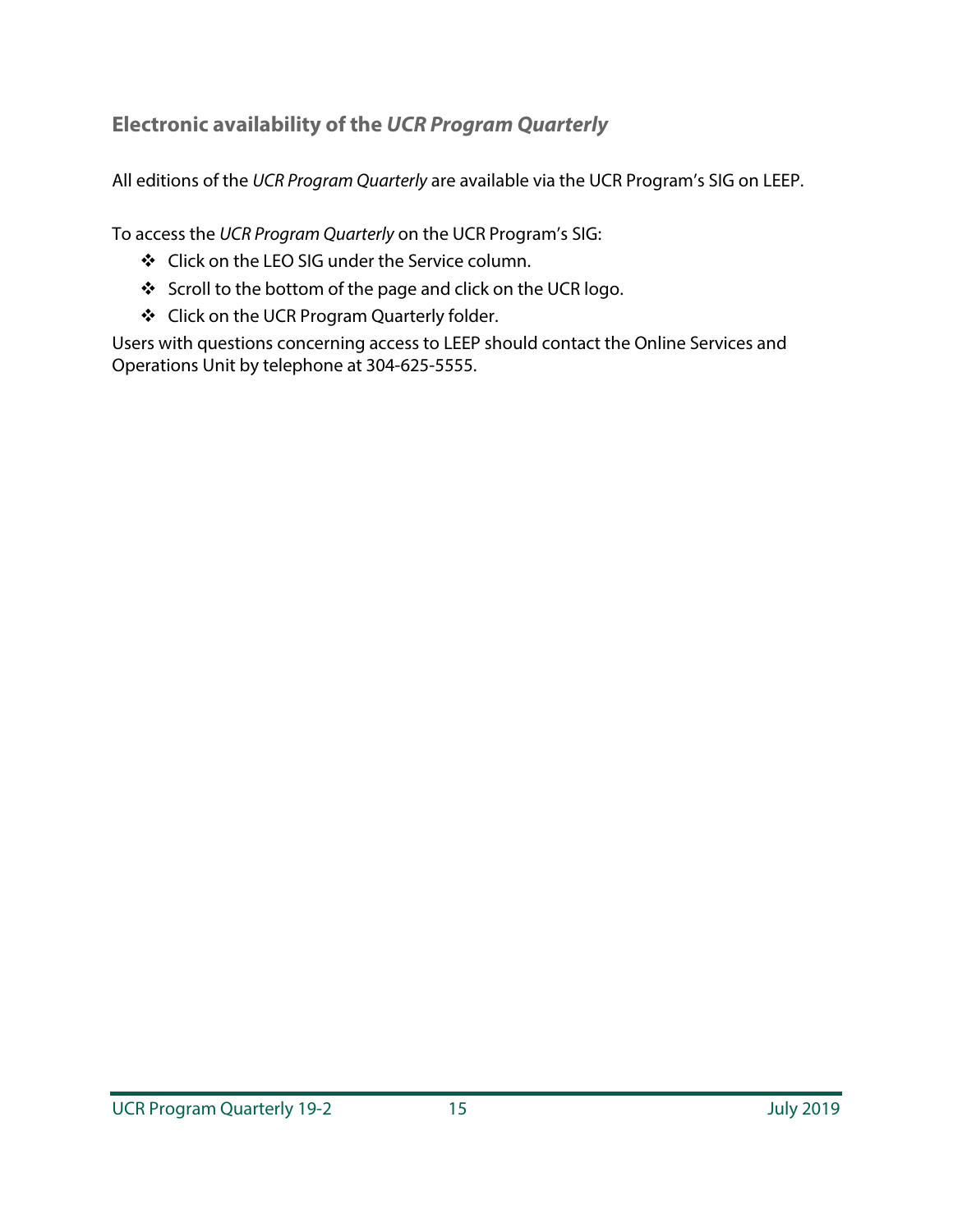## Electronic availability of the *UCR Program Quarterly*

All editions of the *UCR Program Quarterly* are available via the UCR Program's SIG on LEEP.

To access the *UCR Program Quarterly* on the UCR Program's SIG:

- Click on the LEO SIG under the Service column.
- Scroll to the bottom of the page and click on the UCR logo.
- Click on the UCR Program Quarterly folder.

Users with questions concerning access to LEEP should contact the Online Services and Operations Unit by telephone at 304-625-5555.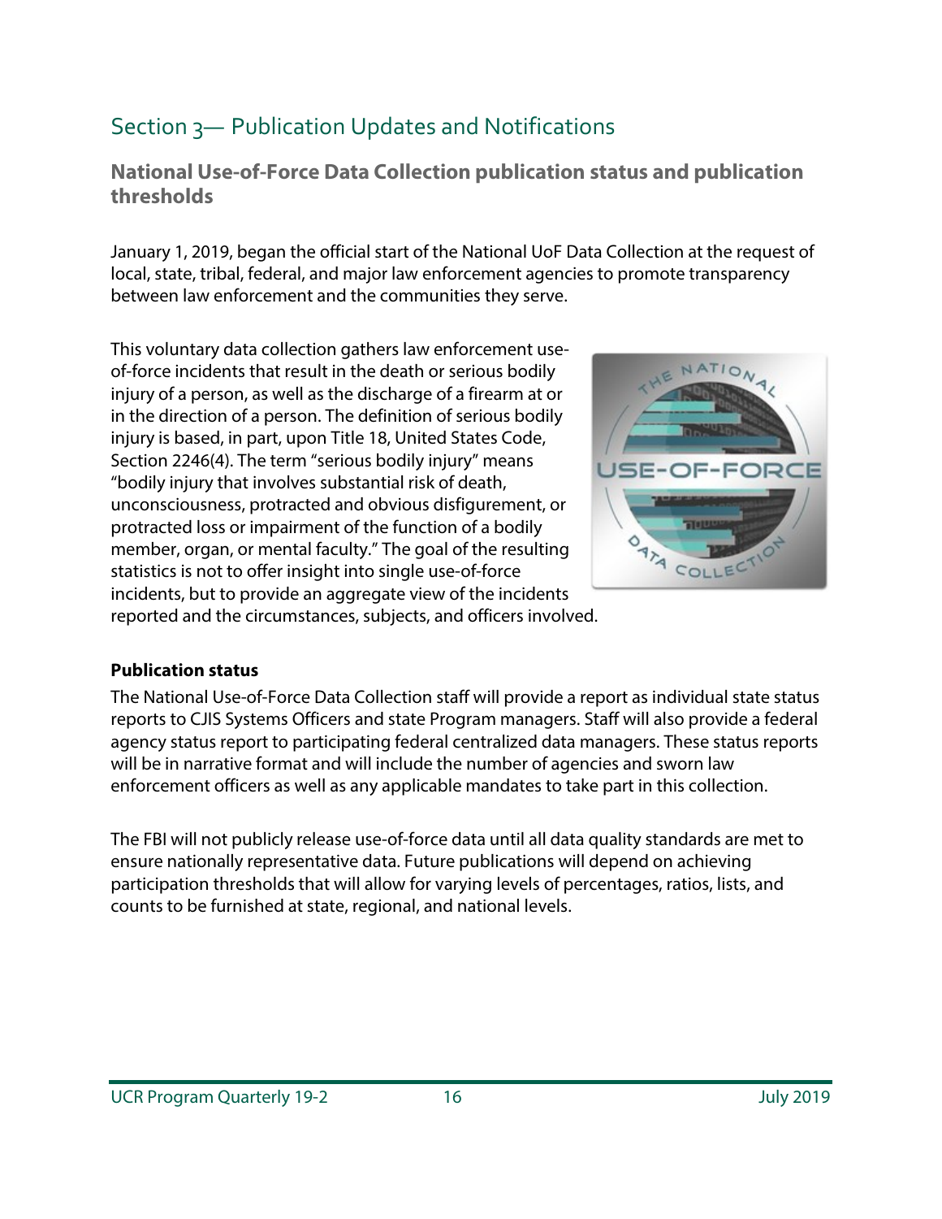## Section 3— Publication Updates and Notifications

### National Use-of-Force Data Collection publication status and publication thresholds

January 1, 2019, began the official start of the National UoF Data Collection at the request of local, state, tribal, federal, and major law enforcement agencies to promote transparency between law enforcement and the communities they serve.

This voluntary data collection gathers law enforcement use-of-force incidents that result in the death or serious bodily injury of a person, as well as the discharge of a firearm at or in the direction of a person. The definition of serious bodily injury is based, in part, upon Title 18, United States Code, Section 2246(4). The term "serious bodily injury" means "bodily injury that involves substantial risk of death, unconsciousness, protracted and obvious disfigurement, or protracted loss or impairment of the function of a bodily member, organ, or mental faculty." The goal of the resulting statistics is not to offer insight into single use-of-force incidents, but to provide an aggregate view of the incidents reported and the circumstances, subjects, and officers involved.

**Publication status**

The National Use-of-Force Data Collection staff will provide a report as individual state status reports to CJIS Systems Officers and state Program managers. Staff will also provide a federal agency status report to participating federal centralized data managers. These status reports will be in narrative format and will include the number of agencies and sworn law enforcement officers as well as any applicable mandates to take part in this collection.

The FBI will not publicly release use-of-force data until all data quality standards are met to ensure nationally representative data. Future publications will depend on achieving participation thresholds that will allow for varying levels of percentages, ratios, lists, and counts to be furnished at state, regional, and national levels.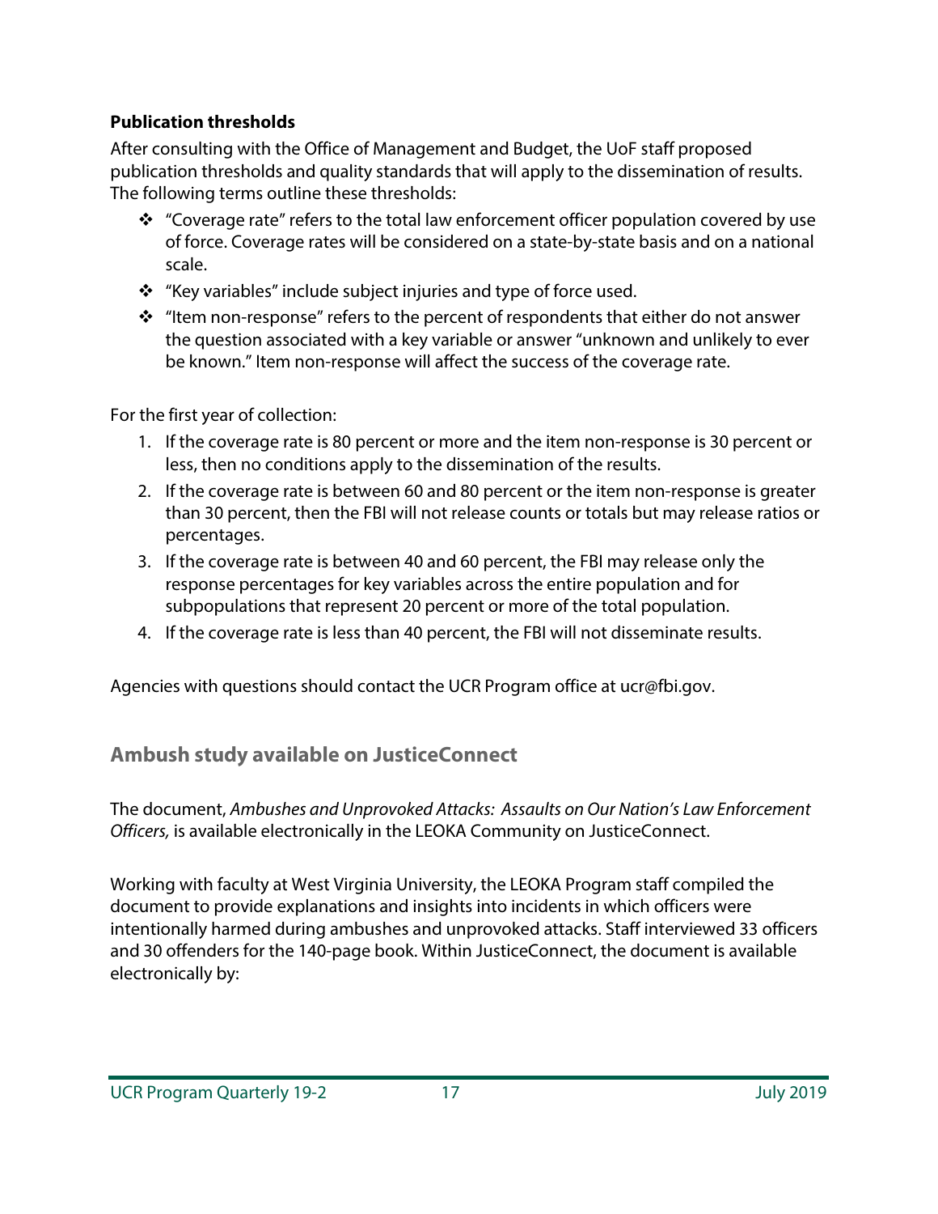**Publication thresholds**

After consulting with the Office of Management and Budget, the UoF staff proposed publication thresholds and quality standards that will apply to the dissemination of results. The following terms outline these thresholds:

- "Coverage rate" refers to the total law enforcement officer population covered by use of force. Coverage rates will be considered on a state-by-state basis and on a national scale.
- "Key variables" include subject injuries and type of force used.
- "Item non-response" refers to the percent of respondents that either do not answer the question associated with a key variable or answer "unknown and unlikely to ever be known." Item non-response will affect the success of the coverage rate.

For the first year of collection:

1. If the coverage rate is 80 percent or more and the item non-response is 30 percent or less, then no conditions apply to the dissemination of the results.
2. If the coverage rate is between 60 and 80 percent or the item non-response is greater than 30 percent, then the FBI will not release counts or totals but may release ratios or percentages.
3. If the coverage rate is between 40 and 60 percent, the FBI may release only the response percentages for key variables across the entire population and for subpopulations that represent 20 percent or more of the total population.
4. If the coverage rate is less than 40 percent, the FBI will not disseminate results.

Agencies with questions should contact the UCR Program office at ucr@fbi.gov.

## Ambush study available on JusticeConnect

The document, *Ambushes and Unprovoked Attacks: Assaults on Our Nation's Law Enforcement Officers,* is available electronically in the LEOKA Community on JusticeConnect.

Working with faculty at West Virginia University, the LEOKA Program staff compiled the document to provide explanations and insights into incidents in which officers were intentionally harmed during ambushes and unprovoked attacks. Staff interviewed 33 officers and 30 offenders for the 140-page book. Within JusticeConnect, the document is available electronically by: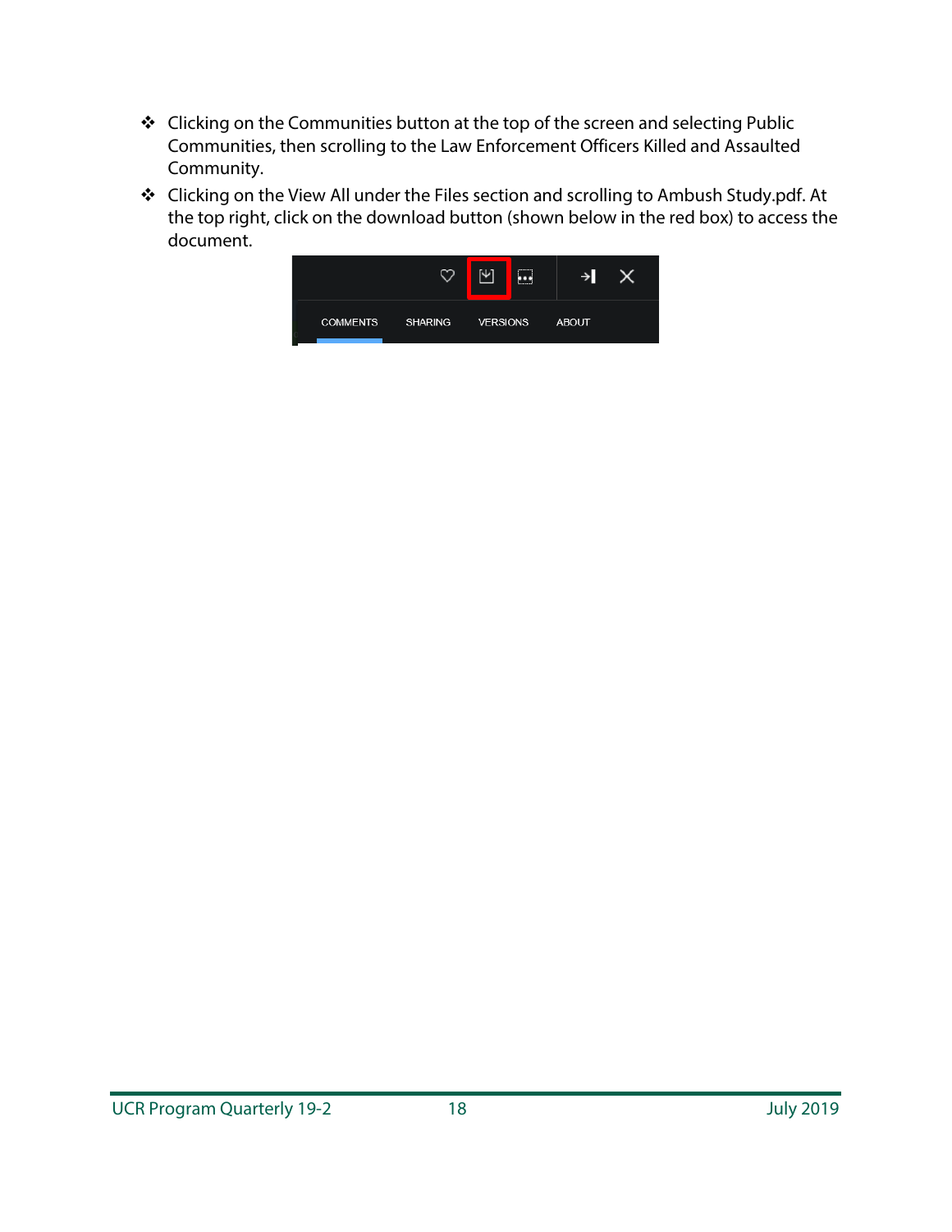- Clicking on the Communities button at the top of the screen and selecting Public Communities, then scrolling to the Law Enforcement Officers Killed and Assaulted Community.
- Clicking on the View All under the Files section and scrolling to Ambush Study.pdf. At the top right, click on the download button (shown below in the red box) to access the document.

COMMENTS SHARING VERSIONS ABOUT